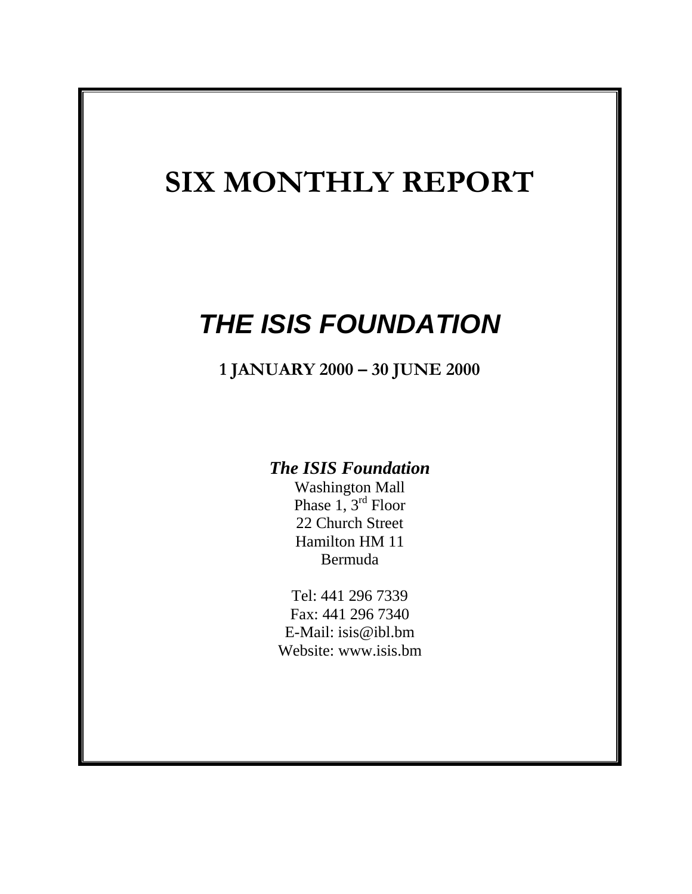# SIX MONTHLY REPORT

## *THE ISIS FOUNDATION*

**1 JANUARY 2000 – 30 JUNE 2000**

***The ISIS Foundation***
Washington Mall
Phase 1, 3rd Floor
22 Church Street
Hamilton HM 11
Bermuda

Tel: 441 296 7339
Fax: 441 296 7340
E-Mail: isis@ibl.bm
Website: www.isis.bm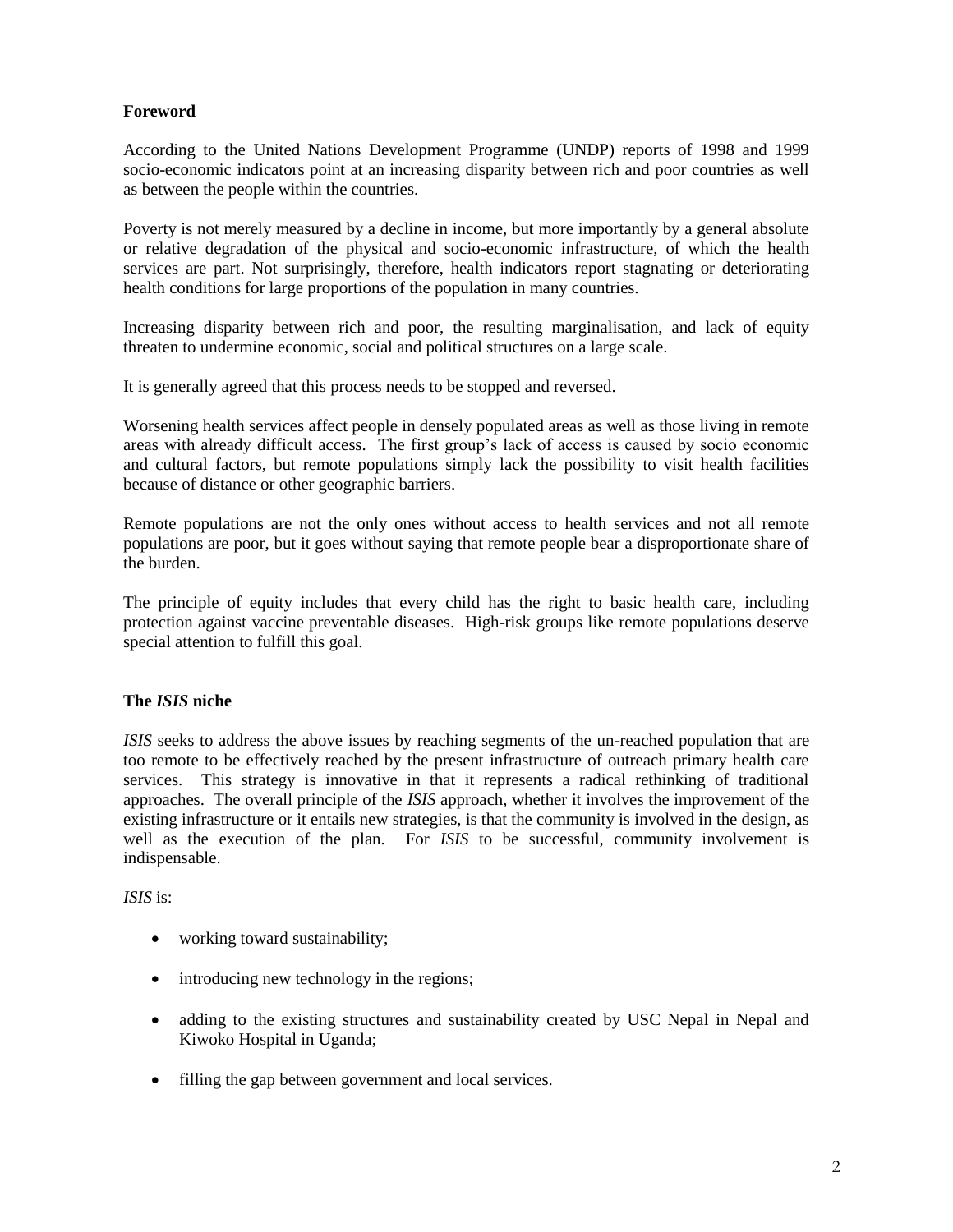**Foreword**

According to the United Nations Development Programme (UNDP) reports of 1998 and 1999 socio-economic indicators point at an increasing disparity between rich and poor countries as well as between the people within the countries.

Poverty is not merely measured by a decline in income, but more importantly by a general absolute or relative degradation of the physical and socio-economic infrastructure, of which the health services are part. Not surprisingly, therefore, health indicators report stagnating or deteriorating health conditions for large proportions of the population in many countries.

Increasing disparity between rich and poor, the resulting marginalisation, and lack of equity threaten to undermine economic, social and political structures on a large scale.

It is generally agreed that this process needs to be stopped and reversed.

Worsening health services affect people in densely populated areas as well as those living in remote areas with already difficult access. The first group's lack of access is caused by socio economic and cultural factors, but remote populations simply lack the possibility to visit health facilities because of distance or other geographic barriers.

Remote populations are not the only ones without access to health services and not all remote populations are poor, but it goes without saying that remote people bear a disproportionate share of the burden.

The principle of equity includes that every child has the right to basic health care, including protection against vaccine preventable diseases. High-risk groups like remote populations deserve special attention to fulfill this goal.

**The *ISIS* niche**

*ISIS* seeks to address the above issues by reaching segments of the un-reached population that are too remote to be effectively reached by the present infrastructure of outreach primary health care services. This strategy is innovative in that it represents a radical rethinking of traditional approaches. The overall principle of the *ISIS* approach, whether it involves the improvement of the existing infrastructure or it entails new strategies, is that the community is involved in the design, as well as the execution of the plan. For *ISIS* to be successful, community involvement is indispensable.

*ISIS* is:

- working toward sustainability;
- introducing new technology in the regions;
- adding to the existing structures and sustainability created by USC Nepal in Nepal and Kiwoko Hospital in Uganda;
- filling the gap between government and local services.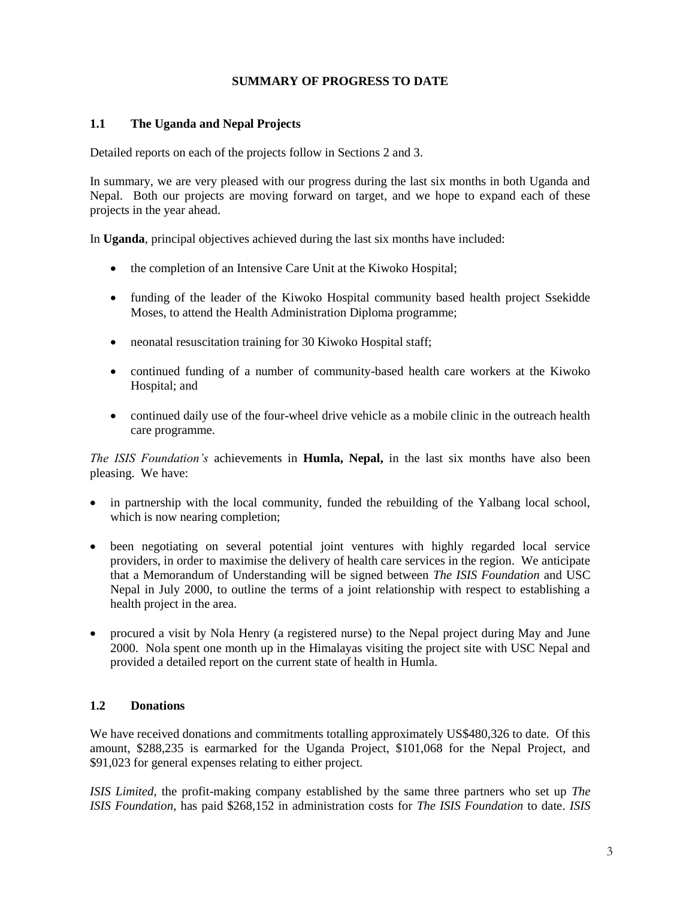## SUMMARY OF PROGRESS TO DATE

### 1.1 The Uganda and Nepal Projects

Detailed reports on each of the projects follow in Sections 2 and 3.

In summary, we are very pleased with our progress during the last six months in both Uganda and Nepal. Both our projects are moving forward on target, and we hope to expand each of these projects in the year ahead.

In **Uganda**, principal objectives achieved during the last six months have included:

- the completion of an Intensive Care Unit at the Kiwoko Hospital;
- funding of the leader of the Kiwoko Hospital community based health project Ssekidde Moses, to attend the Health Administration Diploma programme;
- neonatal resuscitation training for 30 Kiwoko Hospital staff;
- continued funding of a number of community-based health care workers at the Kiwoko Hospital; and
- continued daily use of the four-wheel drive vehicle as a mobile clinic in the outreach health care programme.

*The ISIS Foundation's* achievements in **Humla, Nepal,** in the last six months have also been pleasing. We have:

- in partnership with the local community, funded the rebuilding of the Yalbang local school, which is now nearing completion;
- been negotiating on several potential joint ventures with highly regarded local service providers, in order to maximise the delivery of health care services in the region. We anticipate that a Memorandum of Understanding will be signed between *The ISIS Foundation* and USC Nepal in July 2000, to outline the terms of a joint relationship with respect to establishing a health project in the area.
- procured a visit by Nola Henry (a registered nurse) to the Nepal project during May and June 2000. Nola spent one month up in the Himalayas visiting the project site with USC Nepal and provided a detailed report on the current state of health in Humla.

### 1.2 Donations

We have received donations and commitments totalling approximately US$480,326 to date. Of this amount, $288,235 is earmarked for the Uganda Project, $101,068 for the Nepal Project, and $91,023 for general expenses relating to either project.

*ISIS Limited*, the profit-making company established by the same three partners who set up *The ISIS Foundation*, has paid $268,152 in administration costs for *The ISIS Foundation* to date. *ISIS*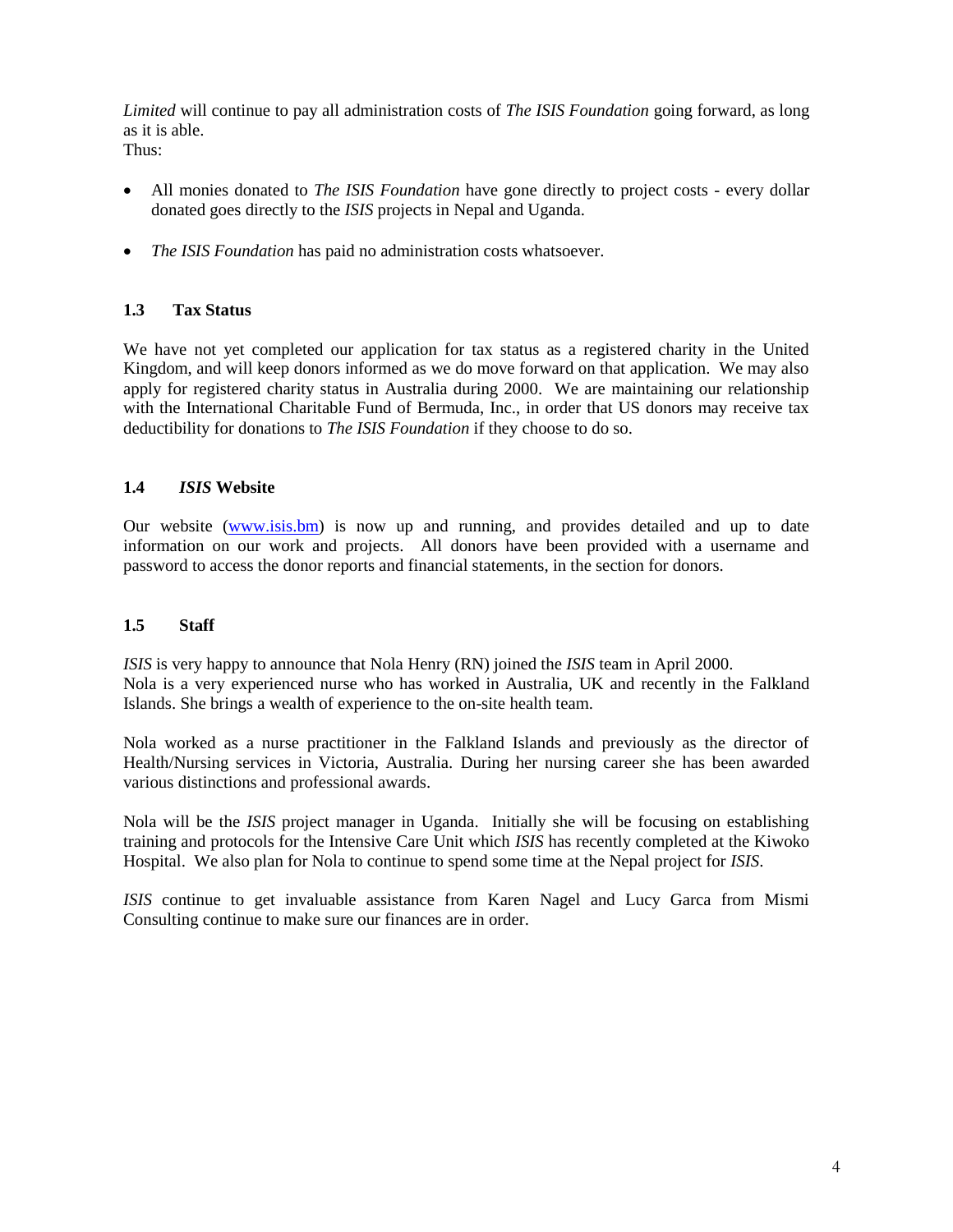*Limited* will continue to pay all administration costs of *The ISIS Foundation* going forward, as long as it is able.
Thus:

- All monies donated to *The ISIS Foundation* have gone directly to project costs - every dollar donated goes directly to the *ISIS* projects in Nepal and Uganda.

- *The ISIS Foundation* has paid no administration costs whatsoever.

### 1.3 Tax Status

We have not yet completed our application for tax status as a registered charity in the United Kingdom, and will keep donors informed as we do move forward on that application. We may also apply for registered charity status in Australia during 2000. We are maintaining our relationship with the International Charitable Fund of Bermuda, Inc., in order that US donors may receive tax deductibility for donations to *The ISIS Foundation* if they choose to do so.

### 1.4 *ISIS* Website

Our website (www.isis.bm) is now up and running, and provides detailed and up to date information on our work and projects. All donors have been provided with a username and password to access the donor reports and financial statements, in the section for donors.

### 1.5 Staff

*ISIS* is very happy to announce that Nola Henry (RN) joined the *ISIS* team in April 2000.
Nola is a very experienced nurse who has worked in Australia, UK and recently in the Falkland Islands. She brings a wealth of experience to the on-site health team.

Nola worked as a nurse practitioner in the Falkland Islands and previously as the director of Health/Nursing services in Victoria, Australia. During her nursing career she has been awarded various distinctions and professional awards.

Nola will be the *ISIS* project manager in Uganda. Initially she will be focusing on establishing training and protocols for the Intensive Care Unit which *ISIS* has recently completed at the Kiwoko Hospital. We also plan for Nola to continue to spend some time at the Nepal project for *ISIS*.

*ISIS* continue to get invaluable assistance from Karen Nagel and Lucy Garca from Mismi Consulting continue to make sure our finances are in order.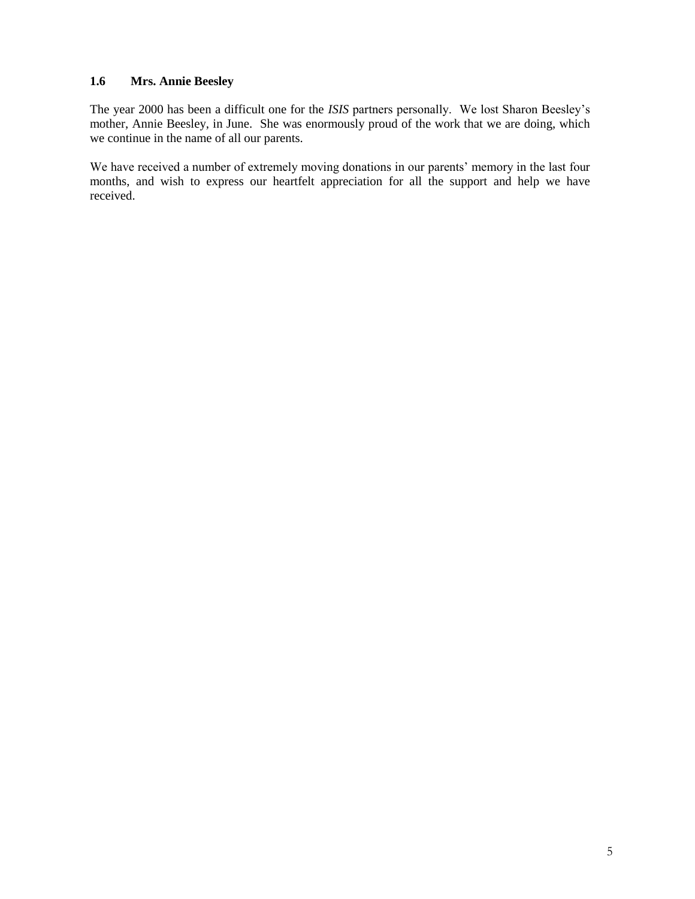### 1.6 Mrs. Annie Beesley

The year 2000 has been a difficult one for the *ISIS* partners personally. We lost Sharon Beesley's mother, Annie Beesley, in June. She was enormously proud of the work that we are doing, which we continue in the name of all our parents.

We have received a number of extremely moving donations in our parents' memory in the last four months, and wish to express our heartfelt appreciation for all the support and help we have received.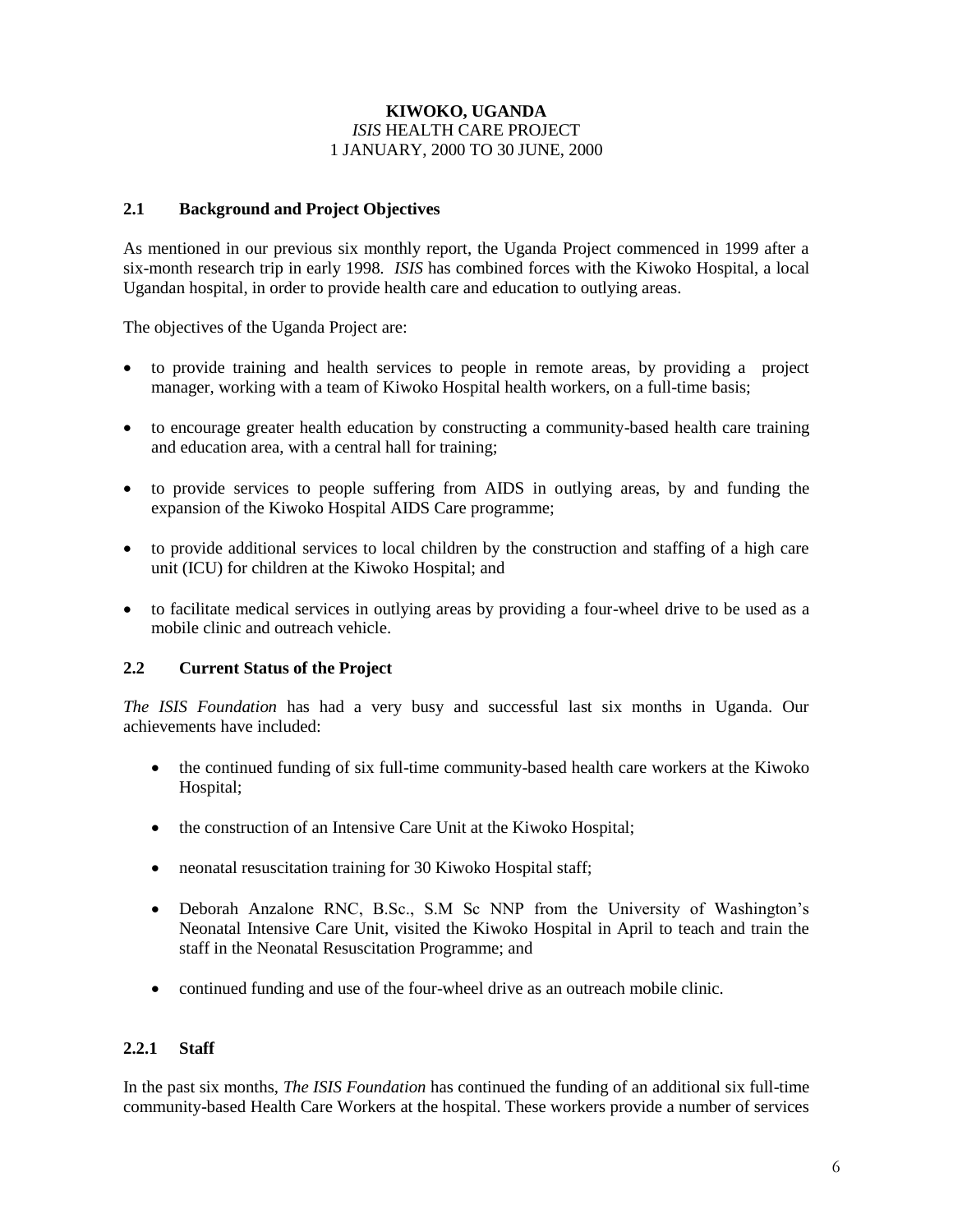**KIWOKO, UGANDA**
*ISIS* HEALTH CARE PROJECT
1 JANUARY, 2000 TO 30 JUNE, 2000

## 2.1 Background and Project Objectives

As mentioned in our previous six monthly report, the Uganda Project commenced in 1999 after a six-month research trip in early 1998. *ISIS* has combined forces with the Kiwoko Hospital, a local Ugandan hospital, in order to provide health care and education to outlying areas.

The objectives of the Uganda Project are:

- to provide training and health services to people in remote areas, by providing a project manager, working with a team of Kiwoko Hospital health workers, on a full-time basis;
- to encourage greater health education by constructing a community-based health care training and education area, with a central hall for training;
- to provide services to people suffering from AIDS in outlying areas, by and funding the expansion of the Kiwoko Hospital AIDS Care programme;
- to provide additional services to local children by the construction and staffing of a high care unit (ICU) for children at the Kiwoko Hospital; and
- to facilitate medical services in outlying areas by providing a four-wheel drive to be used as a mobile clinic and outreach vehicle.

## 2.2 Current Status of the Project

*The ISIS Foundation* has had a very busy and successful last six months in Uganda. Our achievements have included:

- the continued funding of six full-time community-based health care workers at the Kiwoko Hospital;
- the construction of an Intensive Care Unit at the Kiwoko Hospital;
- neonatal resuscitation training for 30 Kiwoko Hospital staff;
- Deborah Anzalone RNC, B.Sc., S.M Sc NNP from the University of Washington's Neonatal Intensive Care Unit, visited the Kiwoko Hospital in April to teach and train the staff in the Neonatal Resuscitation Programme; and
- continued funding and use of the four-wheel drive as an outreach mobile clinic.

### 2.2.1 Staff

In the past six months, *The ISIS Foundation* has continued the funding of an additional six full-time community-based Health Care Workers at the hospital. These workers provide a number of services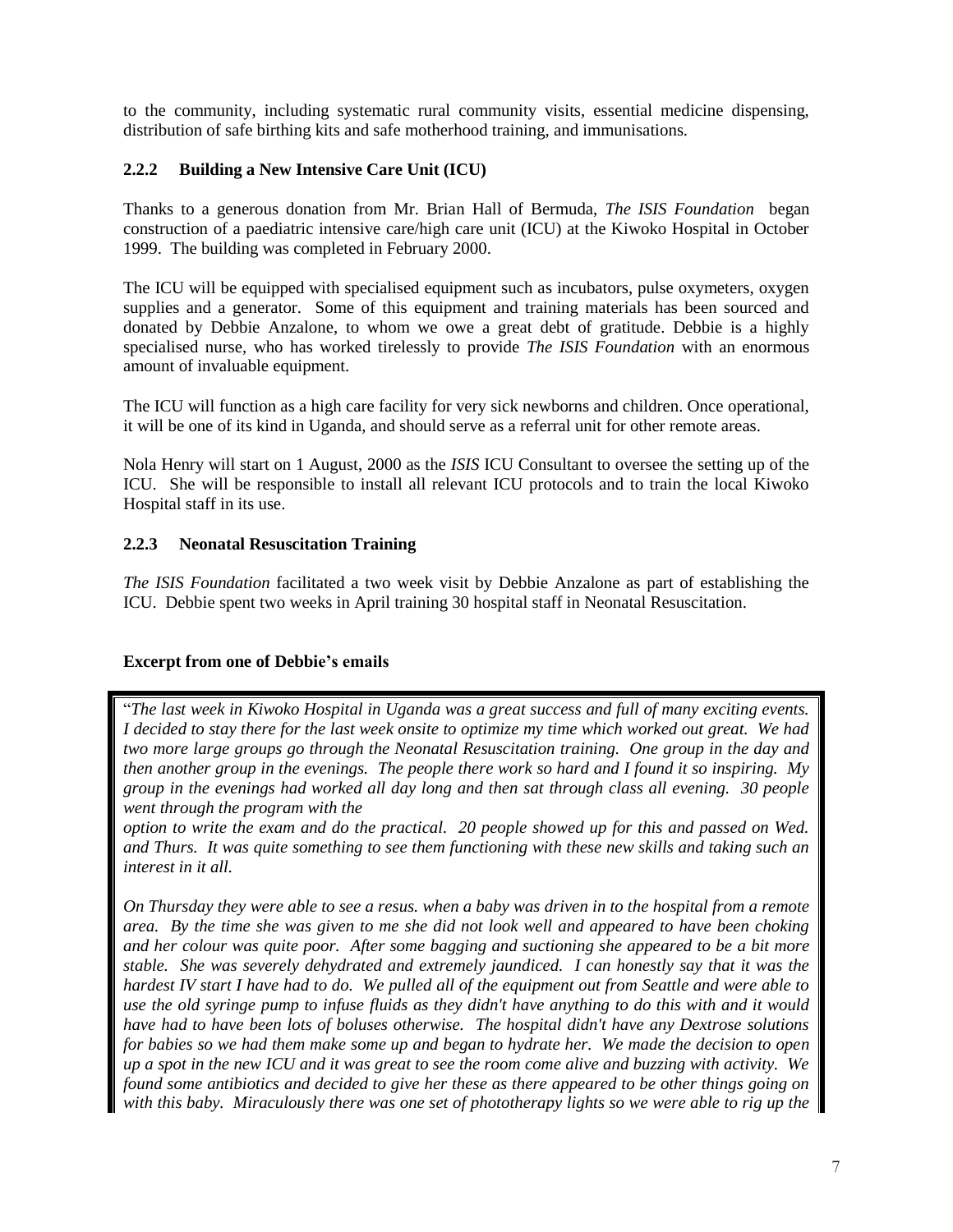to the community, including systematic rural community visits, essential medicine dispensing, distribution of safe birthing kits and safe motherhood training, and immunisations.

### 2.2.2 Building a New Intensive Care Unit (ICU)

Thanks to a generous donation from Mr. Brian Hall of Bermuda, *The ISIS Foundation* began construction of a paediatric intensive care/high care unit (ICU) at the Kiwoko Hospital in October 1999. The building was completed in February 2000.

The ICU will be equipped with specialised equipment such as incubators, pulse oxymeters, oxygen supplies and a generator. Some of this equipment and training materials has been sourced and donated by Debbie Anzalone, to whom we owe a great debt of gratitude. Debbie is a highly specialised nurse, who has worked tirelessly to provide *The ISIS Foundation* with an enormous amount of invaluable equipment.

The ICU will function as a high care facility for very sick newborns and children. Once operational, it will be one of its kind in Uganda, and should serve as a referral unit for other remote areas.

Nola Henry will start on 1 August, 2000 as the *ISIS* ICU Consultant to oversee the setting up of the ICU. She will be responsible to install all relevant ICU protocols and to train the local Kiwoko Hospital staff in its use.

### 2.2.3 Neonatal Resuscitation Training

*The ISIS Foundation* facilitated a two week visit by Debbie Anzalone as part of establishing the ICU. Debbie spent two weeks in April training 30 hospital staff in Neonatal Resuscitation.

**Excerpt from one of Debbie's emails**

"*The last week in Kiwoko Hospital in Uganda was a great success and full of many exciting events. I decided to stay there for the last week onsite to optimize my time which worked out great. We had two more large groups go through the Neonatal Resuscitation training. One group in the day and then another group in the evenings. The people there work so hard and I found it so inspiring. My group in the evenings had worked all day long and then sat through class all evening. 30 people went through the program with the option to write the exam and do the practical. 20 people showed up for this and passed on Wed. and Thurs. It was quite something to see them functioning with these new skills and taking such an interest in it all.*

*On Thursday they were able to see a resus. when a baby was driven in to the hospital from a remote area. By the time she was given to me she did not look well and appeared to have been choking and her colour was quite poor. After some bagging and suctioning she appeared to be a bit more stable. She was severely dehydrated and extremely jaundiced. I can honestly say that it was the hardest IV start I have had to do. We pulled all of the equipment out from Seattle and were able to use the old syringe pump to infuse fluids as they didn't have anything to do this with and it would have had to have been lots of boluses otherwise. The hospital didn't have any Dextrose solutions for babies so we had them make some up and began to hydrate her. We made the decision to open up a spot in the new ICU and it was great to see the room come alive and buzzing with activity. We found some antibiotics and decided to give her these as there appeared to be other things going on with this baby. Miraculously there was one set of phototherapy lights so we were able to rig up the*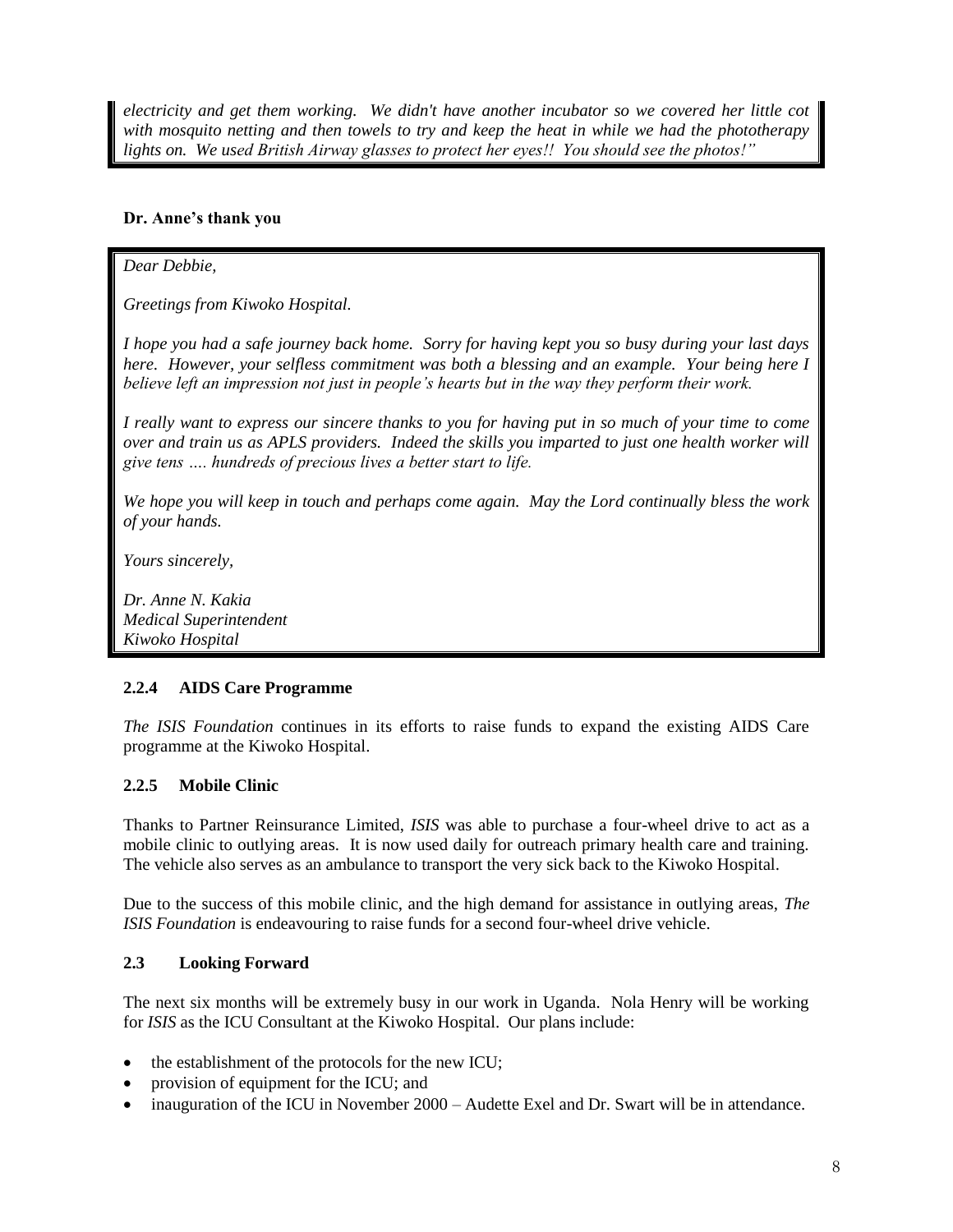*electricity and get them working. We didn't have another incubator so we covered her little cot with mosquito netting and then towels to try and keep the heat in while we had the phototherapy lights on. We used British Airway glasses to protect her eyes!! You should see the photos!"*

**Dr. Anne's thank you**

*Dear Debbie,*

*Greetings from Kiwoko Hospital.*

*I hope you had a safe journey back home. Sorry for having kept you so busy during your last days here. However, your selfless commitment was both a blessing and an example. Your being here I believe left an impression not just in people's hearts but in the way they perform their work.*

*I really want to express our sincere thanks to you for having put in so much of your time to come over and train us as APLS providers. Indeed the skills you imparted to just one health worker will give tens …. hundreds of precious lives a better start to life.*

*We hope you will keep in touch and perhaps come again. May the Lord continually bless the work of your hands.*

*Yours sincerely,*

*Dr. Anne N. Kakia*
*Medical Superintendent*
*Kiwoko Hospital*

### 2.2.4 AIDS Care Programme

*The ISIS Foundation* continues in its efforts to raise funds to expand the existing AIDS Care programme at the Kiwoko Hospital.

### 2.2.5 Mobile Clinic

Thanks to Partner Reinsurance Limited, *ISIS* was able to purchase a four-wheel drive to act as a mobile clinic to outlying areas. It is now used daily for outreach primary health care and training. The vehicle also serves as an ambulance to transport the very sick back to the Kiwoko Hospital.

Due to the success of this mobile clinic, and the high demand for assistance in outlying areas, *The ISIS Foundation* is endeavouring to raise funds for a second four-wheel drive vehicle.

## 2.3 Looking Forward

The next six months will be extremely busy in our work in Uganda. Nola Henry will be working for *ISIS* as the ICU Consultant at the Kiwoko Hospital. Our plans include:

- the establishment of the protocols for the new ICU;
- provision of equipment for the ICU; and
- inauguration of the ICU in November 2000 – Audette Exel and Dr. Swart will be in attendance.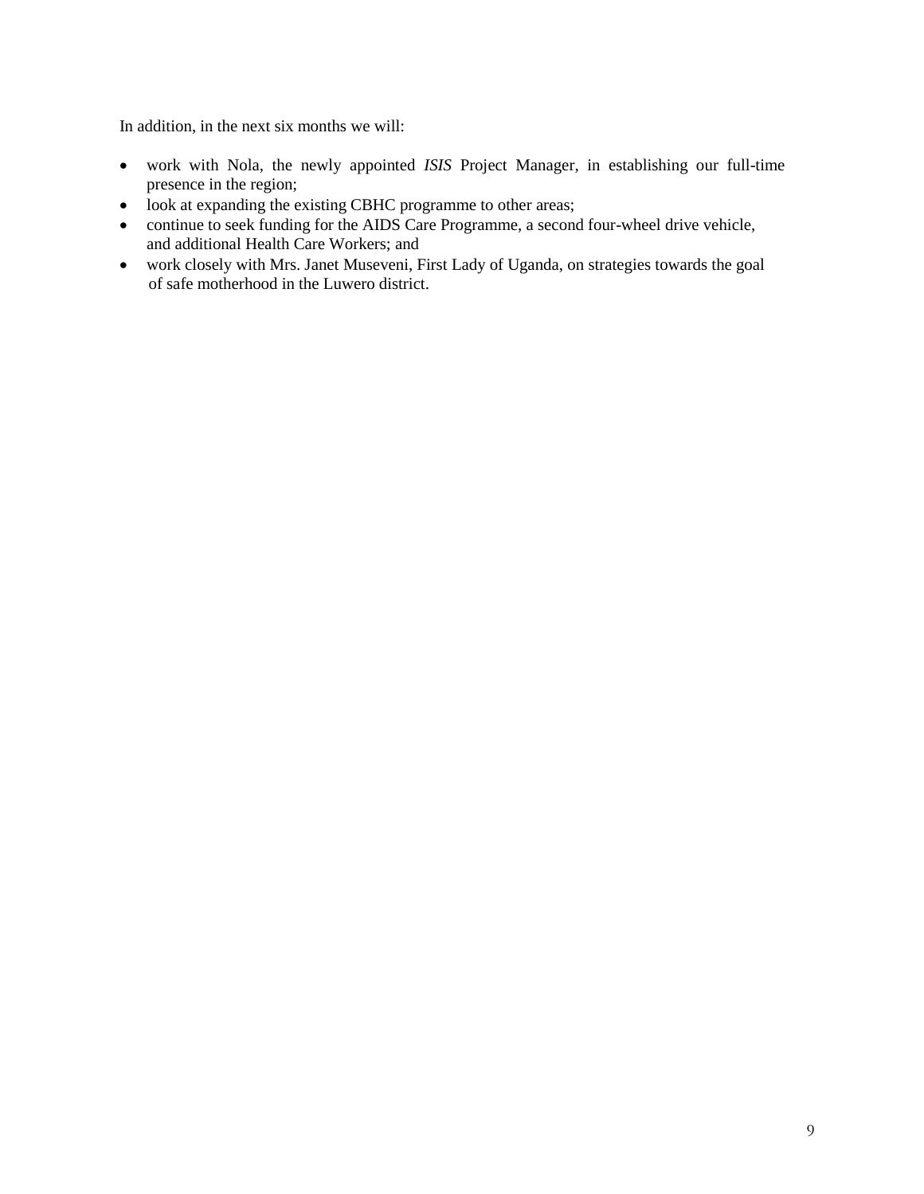In addition, in the next six months we will:

- work with Nola, the newly appointed *ISIS* Project Manager, in establishing our full-time presence in the region;
- look at expanding the existing CBHC programme to other areas;
- continue to seek funding for the AIDS Care Programme, a second four-wheel drive vehicle, and additional Health Care Workers; and
- work closely with Mrs. Janet Museveni, First Lady of Uganda, on strategies towards the goal of safe motherhood in the Luwero district.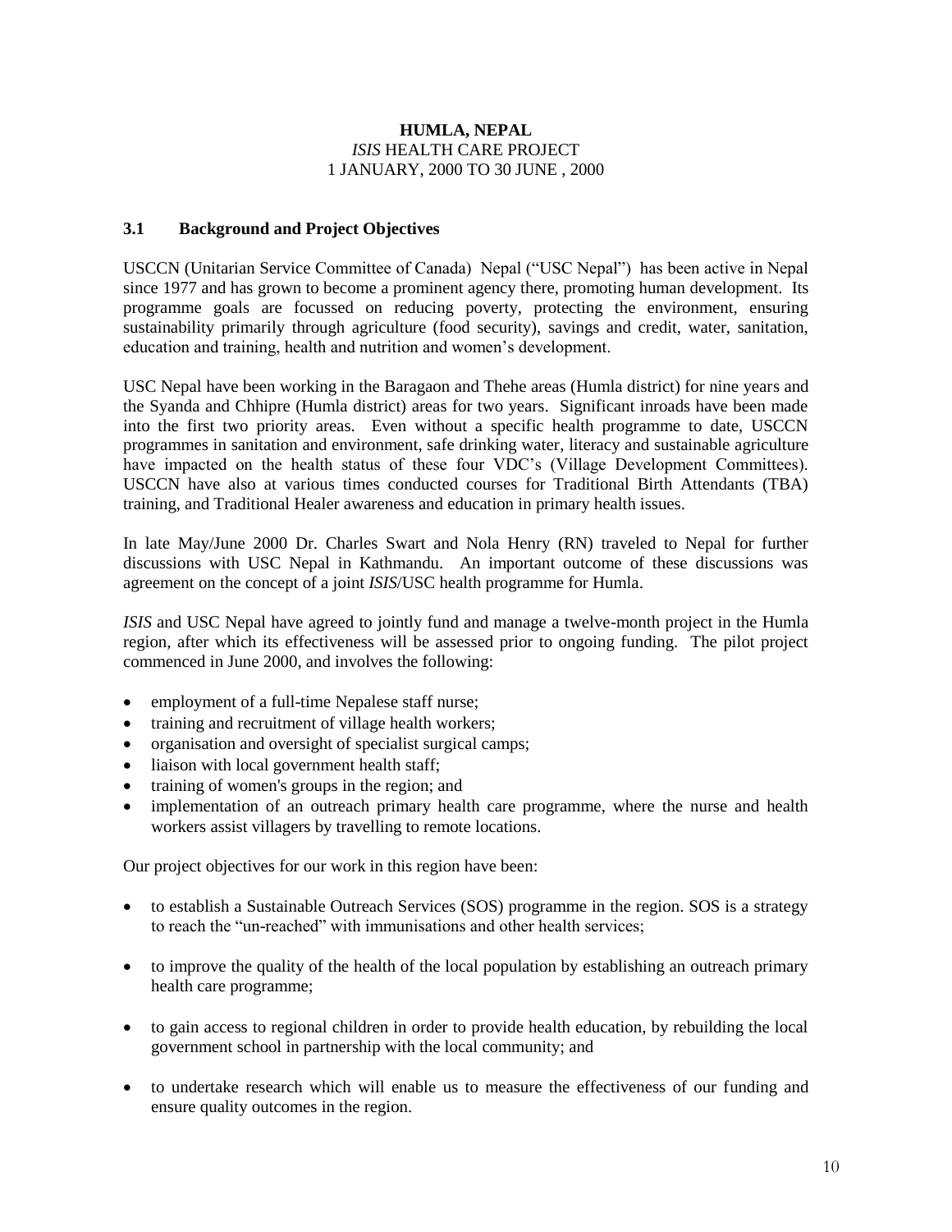**HUMLA, NEPAL**
*ISIS* HEALTH CARE PROJECT
1 JANUARY, 2000 TO 30 JUNE , 2000

### 3.1 Background and Project Objectives

USCCN (Unitarian Service Committee of Canada) Nepal ("USC Nepal") has been active in Nepal since 1977 and has grown to become a prominent agency there, promoting human development. Its programme goals are focussed on reducing poverty, protecting the environment, ensuring sustainability primarily through agriculture (food security), savings and credit, water, sanitation, education and training, health and nutrition and women's development.

USC Nepal have been working in the Baragaon and Thehe areas (Humla district) for nine years and the Syanda and Chhipre (Humla district) areas for two years. Significant inroads have been made into the first two priority areas. Even without a specific health programme to date, USCCN programmes in sanitation and environment, safe drinking water, literacy and sustainable agriculture have impacted on the health status of these four VDC's (Village Development Committees). USCCN have also at various times conducted courses for Traditional Birth Attendants (TBA) training, and Traditional Healer awareness and education in primary health issues.

In late May/June 2000 Dr. Charles Swart and Nola Henry (RN) traveled to Nepal for further discussions with USC Nepal in Kathmandu. An important outcome of these discussions was agreement on the concept of a joint *ISIS*/USC health programme for Humla.

*ISIS* and USC Nepal have agreed to jointly fund and manage a twelve-month project in the Humla region, after which its effectiveness will be assessed prior to ongoing funding. The pilot project commenced in June 2000, and involves the following:

- employment of a full-time Nepalese staff nurse;
- training and recruitment of village health workers;
- organisation and oversight of specialist surgical camps;
- liaison with local government health staff;
- training of women's groups in the region; and
- implementation of an outreach primary health care programme, where the nurse and health workers assist villagers by travelling to remote locations.

Our project objectives for our work in this region have been:

- to establish a Sustainable Outreach Services (SOS) programme in the region. SOS is a strategy to reach the "un-reached" with immunisations and other health services;
- to improve the quality of the health of the local population by establishing an outreach primary health care programme;
- to gain access to regional children in order to provide health education, by rebuilding the local government school in partnership with the local community; and
- to undertake research which will enable us to measure the effectiveness of our funding and ensure quality outcomes in the region.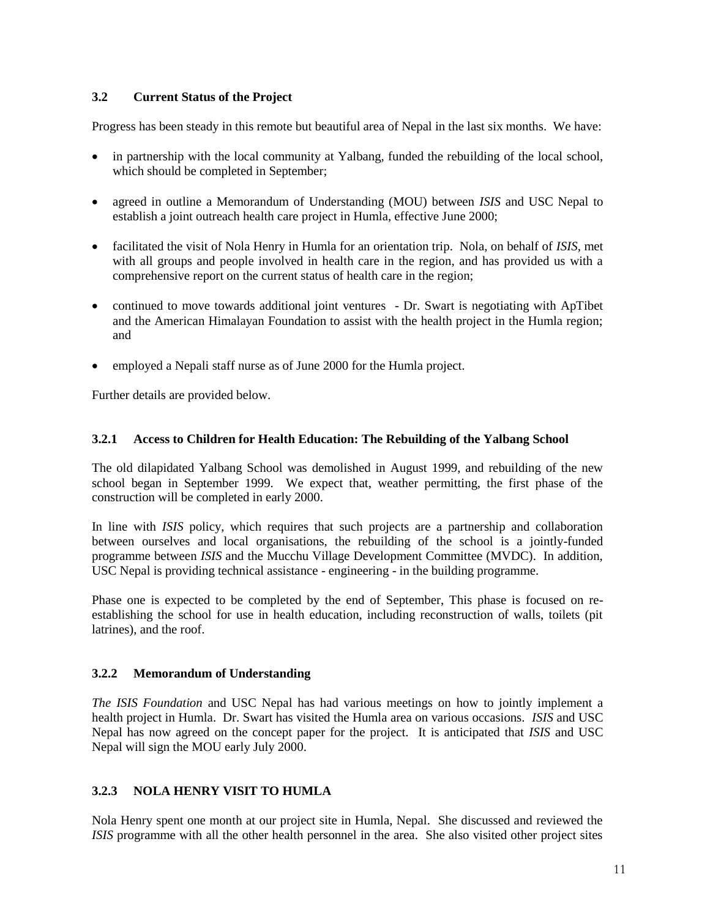### 3.2 Current Status of the Project

Progress has been steady in this remote but beautiful area of Nepal in the last six months. We have:

- in partnership with the local community at Yalbang, funded the rebuilding of the local school, which should be completed in September;
- agreed in outline a Memorandum of Understanding (MOU) between *ISIS* and USC Nepal to establish a joint outreach health care project in Humla, effective June 2000;
- facilitated the visit of Nola Henry in Humla for an orientation trip. Nola, on behalf of *ISIS*, met with all groups and people involved in health care in the region, and has provided us with a comprehensive report on the current status of health care in the region;
- continued to move towards additional joint ventures - Dr. Swart is negotiating with ApTibet and the American Himalayan Foundation to assist with the health project in the Humla region; and
- employed a Nepali staff nurse as of June 2000 for the Humla project.

Further details are provided below.

#### 3.2.1 Access to Children for Health Education: The Rebuilding of the Yalbang School

The old dilapidated Yalbang School was demolished in August 1999, and rebuilding of the new school began in September 1999. We expect that, weather permitting, the first phase of the construction will be completed in early 2000.

In line with *ISIS* policy, which requires that such projects are a partnership and collaboration between ourselves and local organisations, the rebuilding of the school is a jointly-funded programme between *ISIS* and the Mucchu Village Development Committee (MVDC). In addition, USC Nepal is providing technical assistance - engineering - in the building programme.

Phase one is expected to be completed by the end of September, This phase is focused on re-establishing the school for use in health education, including reconstruction of walls, toilets (pit latrines), and the roof.

#### 3.2.2 Memorandum of Understanding

*The ISIS Foundation* and USC Nepal has had various meetings on how to jointly implement a health project in Humla. Dr. Swart has visited the Humla area on various occasions. *ISIS* and USC Nepal has now agreed on the concept paper for the project. It is anticipated that *ISIS* and USC Nepal will sign the MOU early July 2000.

#### 3.2.3 NOLA HENRY VISIT TO HUMLA

Nola Henry spent one month at our project site in Humla, Nepal. She discussed and reviewed the *ISIS* programme with all the other health personnel in the area. She also visited other project sites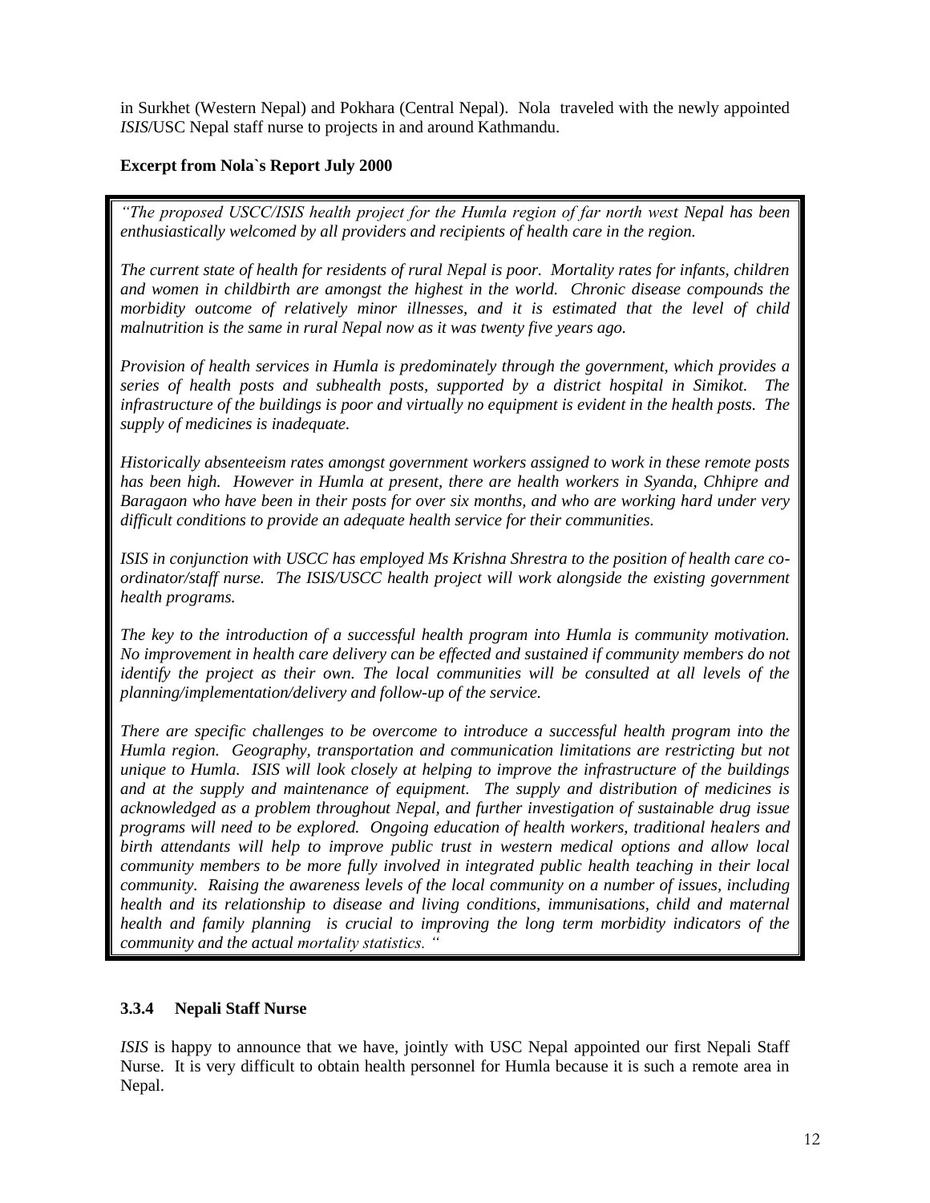in Surkhet (Western Nepal) and Pokhara (Central Nepal). Nola traveled with the newly appointed *ISIS*/USC Nepal staff nurse to projects in and around Kathmandu.

**Excerpt from Nola`s Report July 2000**

> *"The proposed USCC/ISIS health project for the Humla region of far north west Nepal has been enthusiastically welcomed by all providers and recipients of health care in the region.*
>
> *The current state of health for residents of rural Nepal is poor. Mortality rates for infants, children and women in childbirth are amongst the highest in the world. Chronic disease compounds the morbidity outcome of relatively minor illnesses, and it is estimated that the level of child malnutrition is the same in rural Nepal now as it was twenty five years ago.*
>
> *Provision of health services in Humla is predominately through the government, which provides a series of health posts and subhealth posts, supported by a district hospital in Simikot. The infrastructure of the buildings is poor and virtually no equipment is evident in the health posts. The supply of medicines is inadequate.*
>
> *Historically absenteeism rates amongst government workers assigned to work in these remote posts has been high. However in Humla at present, there are health workers in Syanda, Chhipre and Baragaon who have been in their posts for over six months, and who are working hard under very difficult conditions to provide an adequate health service for their communities.*
>
> *ISIS in conjunction with USCC has employed Ms Krishna Shrestra to the position of health care co-ordinator/staff nurse. The ISIS/USCC health project will work alongside the existing government health programs.*
>
> *The key to the introduction of a successful health program into Humla is community motivation. No improvement in health care delivery can be effected and sustained if community members do not identify the project as their own. The local communities will be consulted at all levels of the planning/implementation/delivery and follow-up of the service.*
>
> *There are specific challenges to be overcome to introduce a successful health program into the Humla region. Geography, transportation and communication limitations are restricting but not unique to Humla. ISIS will look closely at helping to improve the infrastructure of the buildings and at the supply and maintenance of equipment. The supply and distribution of medicines is acknowledged as a problem throughout Nepal, and further investigation of sustainable drug issue programs will need to be explored. Ongoing education of health workers, traditional healers and birth attendants will help to improve public trust in western medical options and allow local community members to be more fully involved in integrated public health teaching in their local community. Raising the awareness levels of the local community on a number of issues, including health and its relationship to disease and living conditions, immunisations, child and maternal health and family planning is crucial to improving the long term morbidity indicators of the community and the actual mortality statistics. "*

### 3.3.4 Nepali Staff Nurse

*ISIS* is happy to announce that we have, jointly with USC Nepal appointed our first Nepali Staff Nurse. It is very difficult to obtain health personnel for Humla because it is such a remote area in Nepal.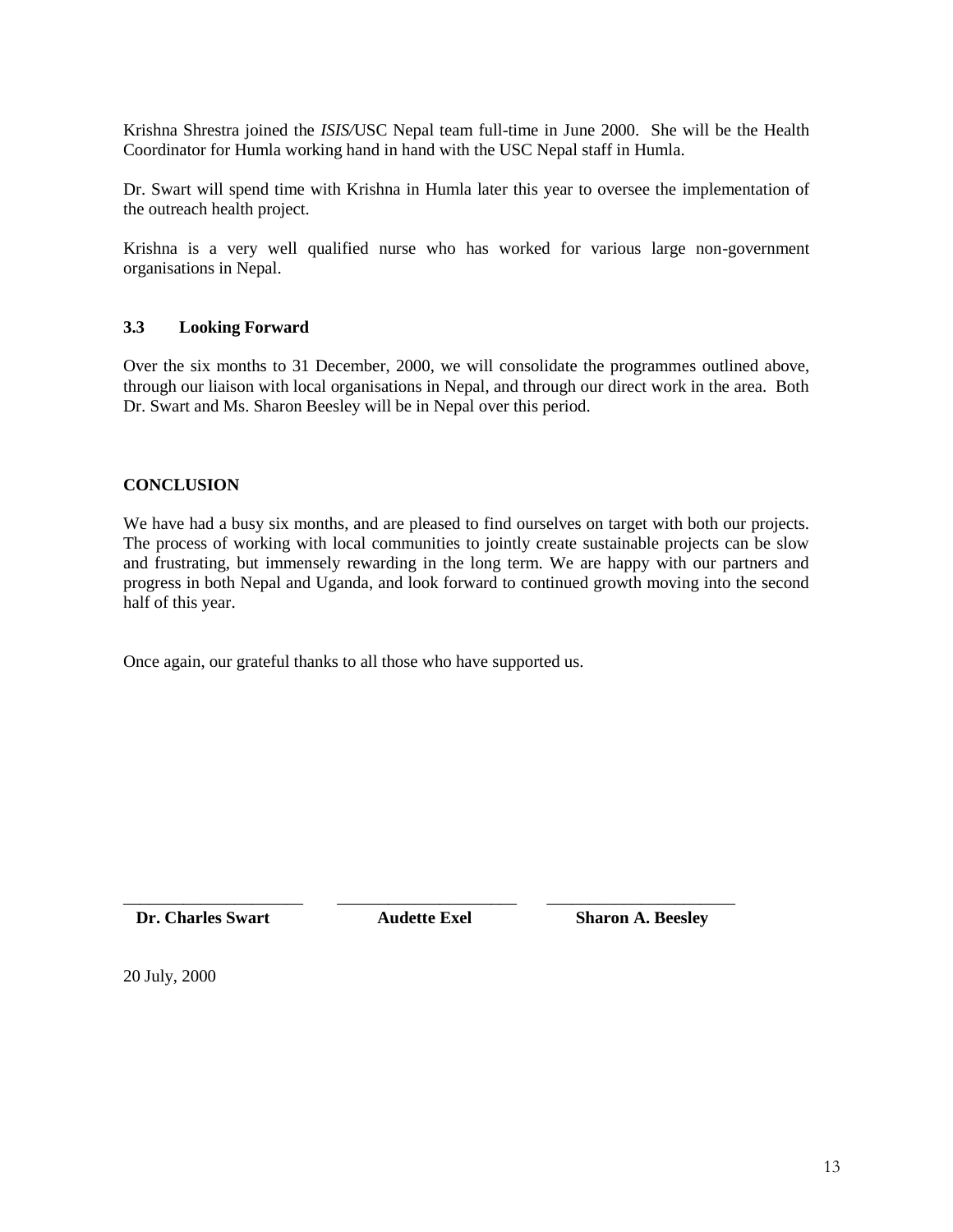Krishna Shrestra joined the *ISIS/*USC Nepal team full-time in June 2000. She will be the Health Coordinator for Humla working hand in hand with the USC Nepal staff in Humla.

Dr. Swart will spend time with Krishna in Humla later this year to oversee the implementation of the outreach health project.

Krishna is a very well qualified nurse who has worked for various large non-government organisations in Nepal.

### 3.3 Looking Forward

Over the six months to 31 December, 2000, we will consolidate the programmes outlined above, through our liaison with local organisations in Nepal, and through our direct work in the area. Both Dr. Swart and Ms. Sharon Beesley will be in Nepal over this period.

## CONCLUSION

We have had a busy six months, and are pleased to find ourselves on target with both our projects. The process of working with local communities to jointly create sustainable projects can be slow and frustrating, but immensely rewarding in the long term. We are happy with our partners and progress in both Nepal and Uganda, and look forward to continued growth moving into the second half of this year.

Once again, our grateful thanks to all those who have supported us.

| \_\_\_\_\_\_\_\_\_\_\_\_\_\_\_\_\_\_\_\_ | \_\_\_\_\_\_\_\_\_\_\_\_\_\_\_\_\_\_\_\_ | \_\_\_\_\_\_\_\_\_\_\_\_\_\_\_\_\_\_\_\_ |
| --- | --- | --- |
| **Dr. Charles Swart** | **Audette Exel** | **Sharon A. Beesley** |

20 July, 2000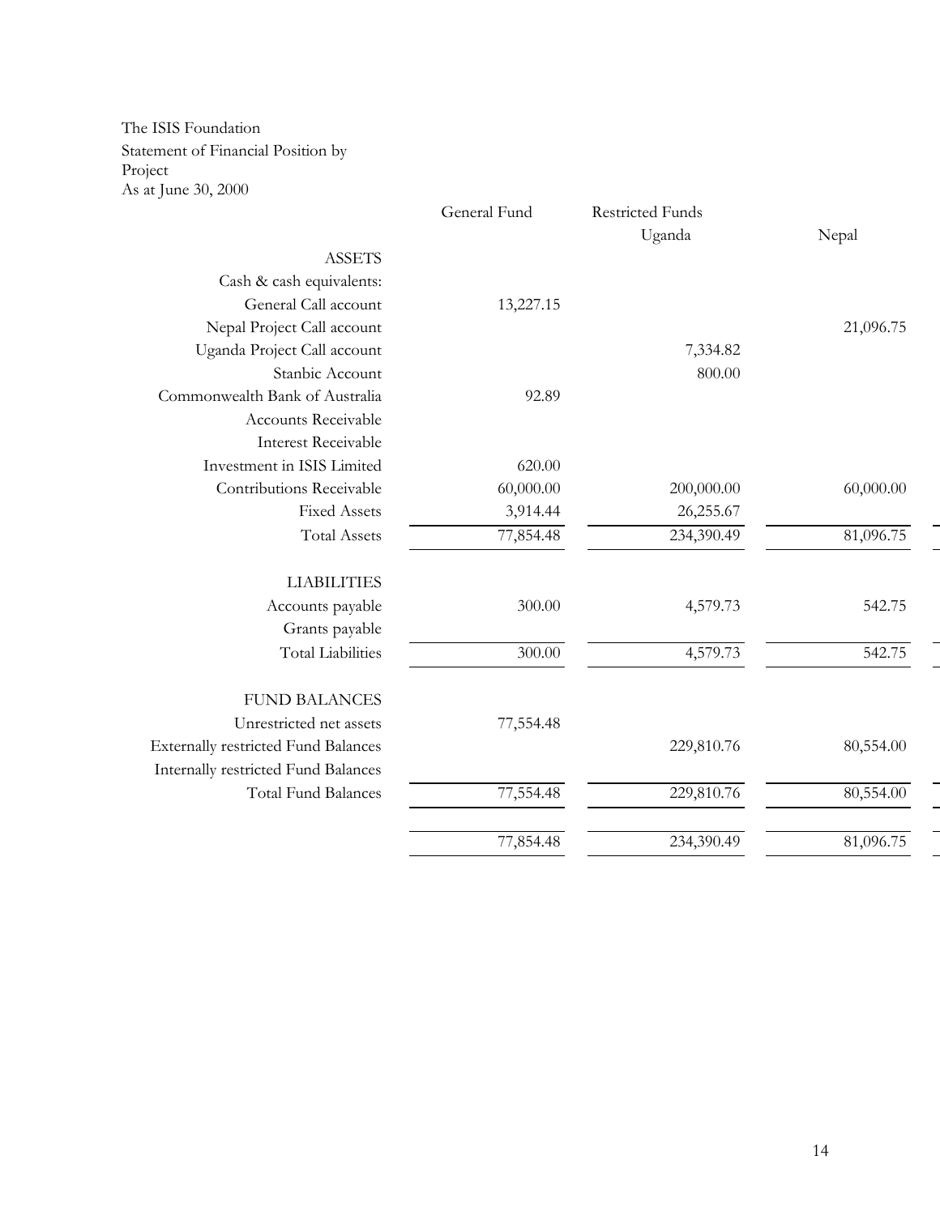The ISIS Foundation
Statement of Financial Position by Project
As at June 30, 2000

| | General Fund | Restricted Funds | |
|---|---|---|---|
| | | Uganda | Nepal |
| ASSETS | | | |
| Cash & cash equivalents: | | | |
| General Call account | 13,227.15 | | |
| Nepal Project Call account | | | 21,096.75 |
| Uganda Project Call account | | 7,334.82 | |
| Stanbic Account | | 800.00 | |
| Commonwealth Bank of Australia | 92.89 | | |
| Accounts Receivable | | | |
| Interest Receivable | | | |
| Investment in ISIS Limited | 620.00 | | |
| Contributions Receivable | 60,000.00 | 200,000.00 | 60,000.00 |
| Fixed Assets | 3,914.44 | 26,255.67 | |
| Total Assets | 77,854.48 | 234,390.49 | 81,096.75 |
| LIABILITIES | | | |
| Accounts payable | 300.00 | 4,579.73 | 542.75 |
| Grants payable | | | |
| Total Liabilities | 300.00 | 4,579.73 | 542.75 |
| FUND BALANCES | | | |
| Unrestricted net assets | 77,554.48 | | |
| Externally restricted Fund Balances | | 229,810.76 | 80,554.00 |
| Internally restricted Fund Balances | | | |
| Total Fund Balances | 77,554.48 | 229,810.76 | 80,554.00 |
| | 77,854.48 | 234,390.49 | 81,096.75 |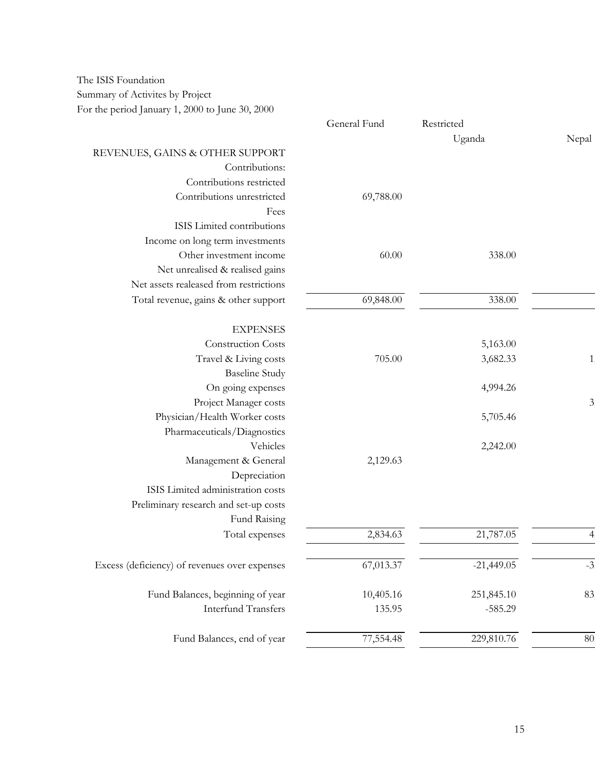The ISIS Foundation
Summary of Activites by Project
For the period January 1, 2000 to June 30, 2000

| | General Fund | Restricted | |
|---|---|---|---|
| | | Uganda | Nepal |
| REVENUES, GAINS & OTHER SUPPORT | | | |
| Contributions: | | | |
| Contributions restricted | | | |
| Contributions unrestricted | 69,788.00 | | |
| Fees | | | |
| ISIS Limited contributions | | | |
| Income on long term investments | | | |
| Other investment income | 60.00 | 338.00 | |
| Net unrealised & realised gains | | | |
| Net assets realeased from restrictions | | | |
| Total revenue, gains & other support | 69,848.00 | 338.00 | |
| EXPENSES | | | |
| Construction Costs | | 5,163.00 | |
| Travel & Living costs | 705.00 | 3,682.33 | 1 |
| Baseline Study | | | |
| On going expenses | | 4,994.26 | |
| Project Manager costs | | | 3 |
| Physician/Health Worker costs | | 5,705.46 | |
| Pharmaceuticals/Diagnostics | | | |
| Vehicles | | 2,242.00 | |
| Management & General | 2,129.63 | | |
| Depreciation | | | |
| ISIS Limited administration costs | | | |
| Preliminary research and set-up costs | | | |
| Fund Raising | | | |
| Total expenses | 2,834.63 | 21,787.05 | 4 |
| Excess (deficiency) of revenues over expenses | 67,013.37 | -21,449.05 | -3 |
| Fund Balances, beginning of year | 10,405.16 | 251,845.10 | 83 |
| Interfund Transfers | 135.95 | -585.29 | |
| Fund Balances, end of year | 77,554.48 | 229,810.76 | 80 |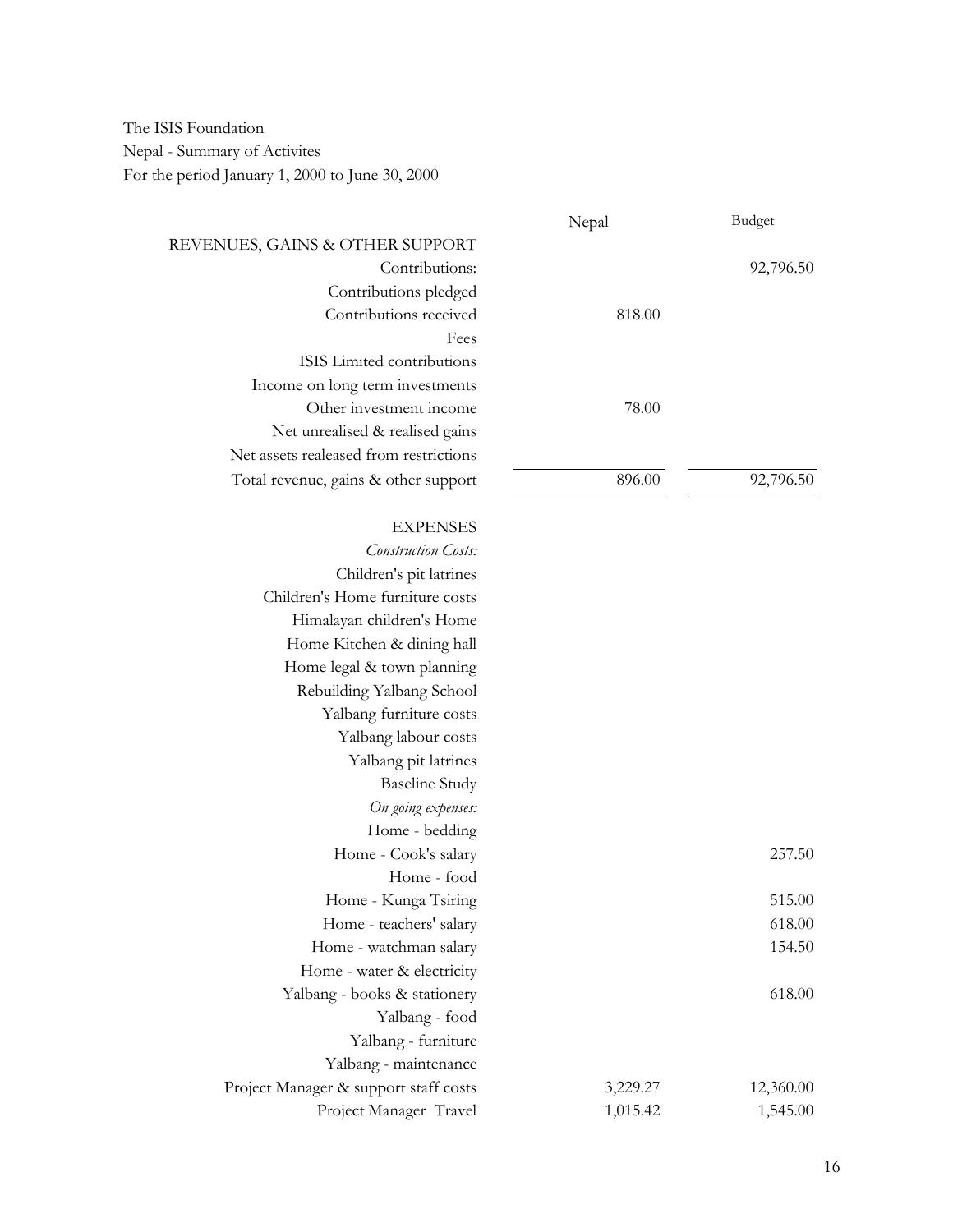The ISIS Foundation
Nepal - Summary of Activites
For the period January 1, 2000 to June 30, 2000

| | Nepal | Budget |
|---|---|---|
| REVENUES, GAINS & OTHER SUPPORT | | |
| Contributions: | | 92,796.50 |
| Contributions pledged | | |
| Contributions received | 818.00 | |
| Fees | | |
| ISIS Limited contributions | | |
| Income on long term investments | | |
| Other investment income | 78.00 | |
| Net unrealised & realised gains | | |
| Net assets realeased from restrictions | | |
| Total revenue, gains & other support | 896.00 | 92,796.50 |
| | | |
| EXPENSES | | |
| *Construction Costs:* | | |
| Children's pit latrines | | |
| Children's Home furniture costs | | |
| Himalayan children's Home | | |
| Home Kitchen & dining hall | | |
| Home legal & town planning | | |
| Rebuilding Yalbang School | | |
| Yalbang furniture costs | | |
| Yalbang labour costs | | |
| Yalbang pit latrines | | |
| Baseline Study | | |
| *On going expenses:* | | |
| Home - bedding | | |
| Home - Cook's salary | | 257.50 |
| Home - food | | |
| Home - Kunga Tsiring | | 515.00 |
| Home - teachers' salary | | 618.00 |
| Home - watchman salary | | 154.50 |
| Home - water & electricity | | |
| Yalbang - books & stationery | | 618.00 |
| Yalbang - food | | |
| Yalbang - furniture | | |
| Yalbang - maintenance | | |
| Project Manager & support staff costs | 3,229.27 | 12,360.00 |
| Project Manager Travel | 1,015.42 | 1,545.00 |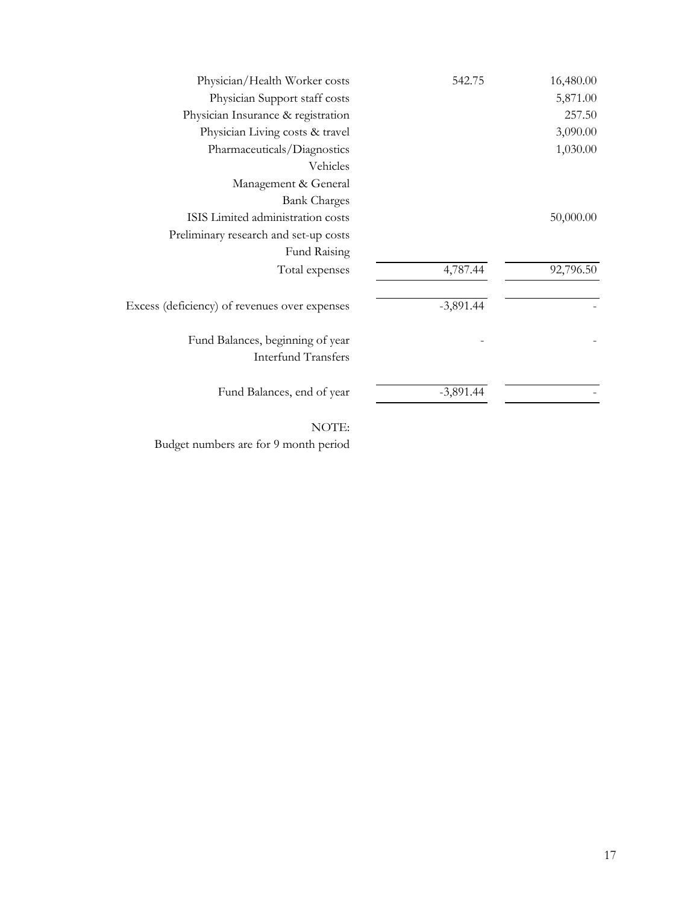| | | |
|---|---|---|
| Physician/Health Worker costs | 542.75 | 16,480.00 |
| Physician Support staff costs | | 5,871.00 |
| Physician Insurance & registration | | 257.50 |
| Physician Living costs & travel | | 3,090.00 |
| Pharmaceuticals/Diagnostics | | 1,030.00 |
| Vehicles | | |
| Management & General | | |
| Bank Charges | | |
| ISIS Limited administration costs | | 50,000.00 |
| Preliminary research and set-up costs | | |
| Fund Raising | | |
| Total expenses | 4,787.44 | 92,796.50 |
| | | |
| Excess (deficiency) of revenues over expenses | -3,891.44 | - |
| | | |
| Fund Balances, beginning of year | - | - |
| Interfund Transfers | | |
| | | |
| Fund Balances, end of year | -3,891.44 | - |

NOTE:
Budget numbers are for 9 month period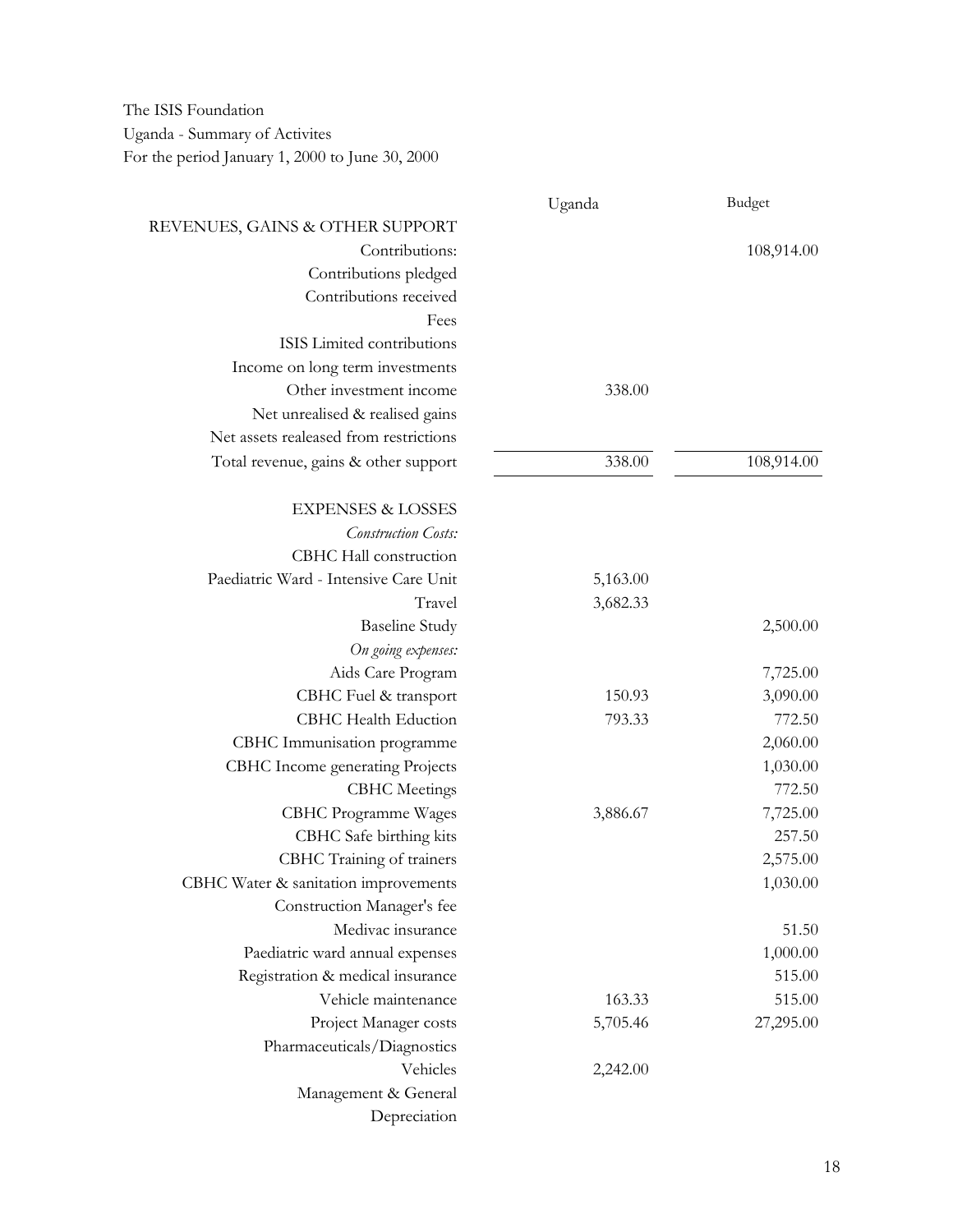The ISIS Foundation

Uganda - Summary of Activites

For the period January 1, 2000 to June 30, 2000

| | Uganda | Budget |
|---|---|---|
| REVENUES, GAINS & OTHER SUPPORT | | |
| Contributions: | | 108,914.00 |
| Contributions pledged | | |
| Contributions received | | |
| Fees | | |
| ISIS Limited contributions | | |
| Income on long term investments | | |
| Other investment income | 338.00 | |
| Net unrealised & realised gains | | |
| Net assets realeased from restrictions | | |
| Total revenue, gains & other support | 338.00 | 108,914.00 |
| | | |
| EXPENSES & LOSSES | | |
| *Construction Costs:* | | |
| CBHC Hall construction | | |
| Paediatric Ward - Intensive Care Unit | 5,163.00 | |
| Travel | 3,682.33 | |
| Baseline Study | | 2,500.00 |
| *On going expenses:* | | |
| Aids Care Program | | 7,725.00 |
| CBHC Fuel & transport | 150.93 | 3,090.00 |
| CBHC Health Eduction | 793.33 | 772.50 |
| CBHC Immunisation programme | | 2,060.00 |
| CBHC Income generating Projects | | 1,030.00 |
| CBHC Meetings | | 772.50 |
| CBHC Programme Wages | 3,886.67 | 7,725.00 |
| CBHC Safe birthing kits | | 257.50 |
| CBHC Training of trainers | | 2,575.00 |
| CBHC Water & sanitation improvements | | 1,030.00 |
| Construction Manager's fee | | |
| Medivac insurance | | 51.50 |
| Paediatric ward annual expenses | | 1,000.00 |
| Registration & medical insurance | | 515.00 |
| Vehicle maintenance | 163.33 | 515.00 |
| Project Manager costs | 5,705.46 | 27,295.00 |
| Pharmaceuticals/Diagnostics | | |
| Vehicles | 2,242.00 | |
| Management & General | | |
| Depreciation | | |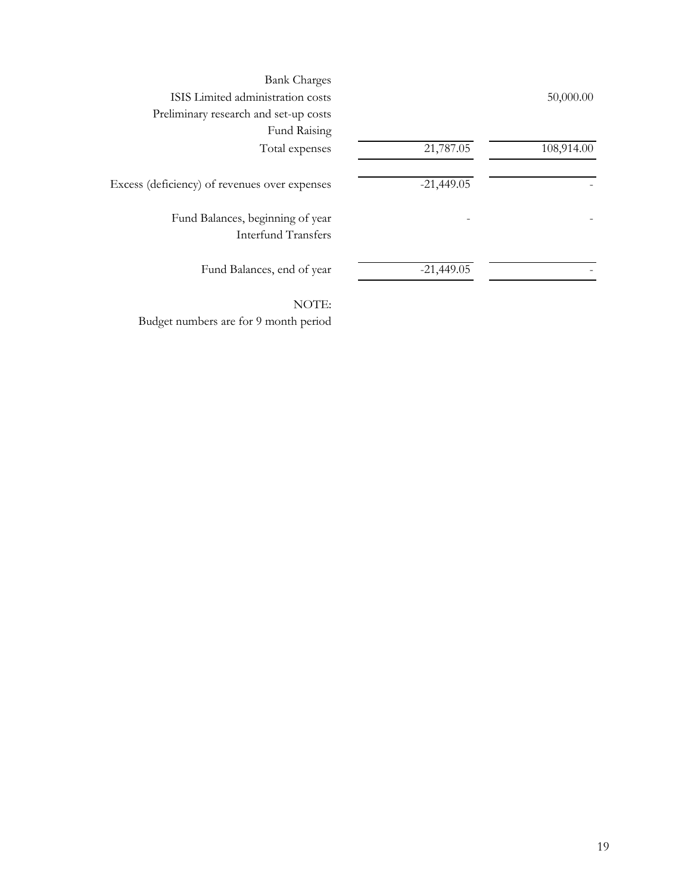| | | |
|---|---|---|
| Bank Charges | | |
| ISIS Limited administration costs | | 50,000.00 |
| Preliminary research and set-up costs | | |
| Fund Raising | | |
| Total expenses | 21,787.05 | 108,914.00 |
| Excess (deficiency) of revenues over expenses | -21,449.05 | - |
| Fund Balances, beginning of year | - | - |
| Interfund Transfers | | |
| Fund Balances, end of year | -21,449.05 | - |

NOTE:
Budget numbers are for 9 month period